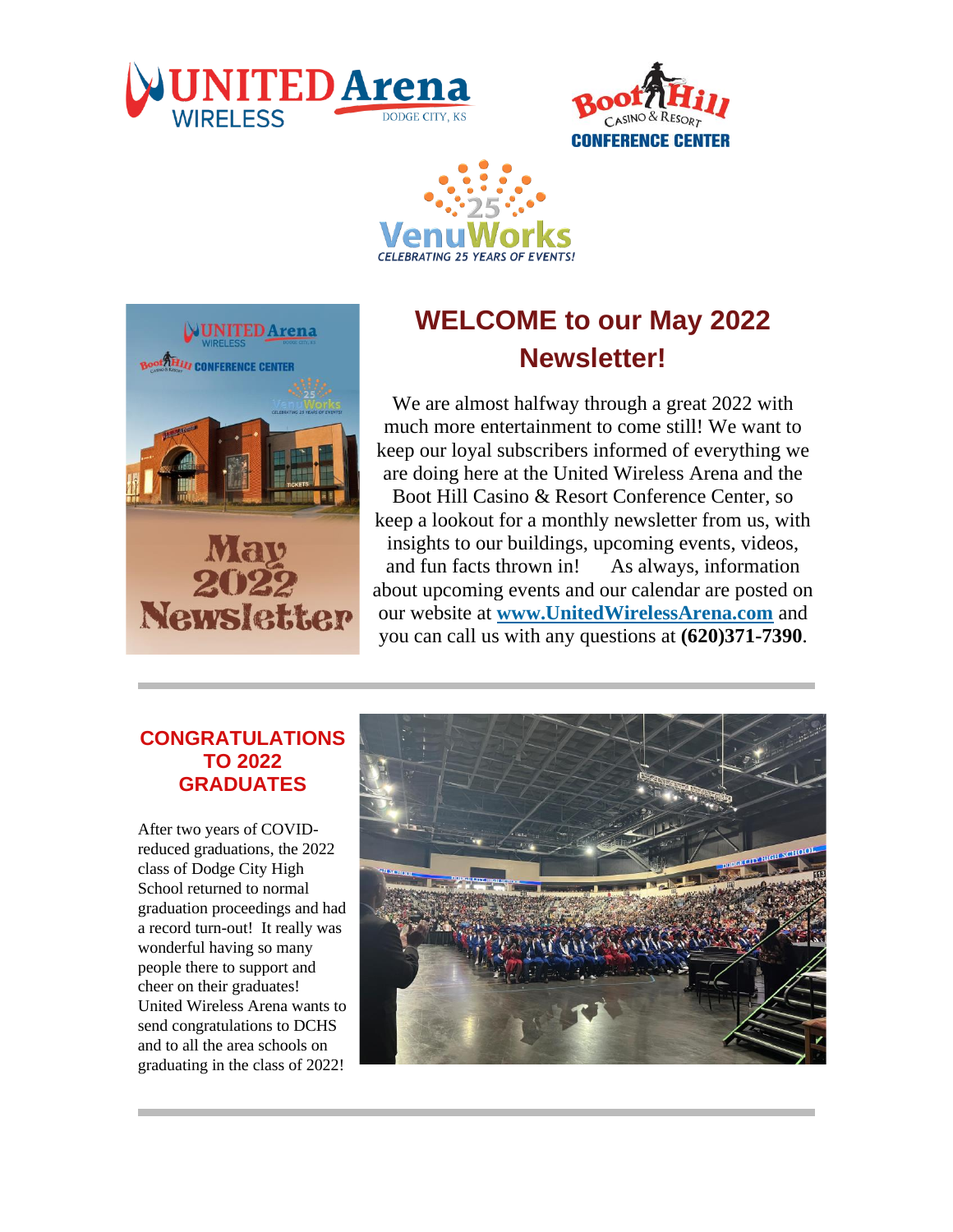# WELCOME to our May 2022 Newsletter!

We are almost halfway through a great 2022 with much more entertainment to come still! We want to keep our loyal subscribers informed of everything we are doing here at the United Wireless Arena and the Boot Hill Casino & Resort Conference Center, so keep a lookout for a monthly newsletter from us, with insights to our buildings, upcoming events, videos, and fun facts thrown in! As always, information about upcoming events and our calendar are posted on our website at **www.UnitedWirelessArena.com** and you can call us with any questions at **(620)371-7390**.

---

## CONGRATULATIONS TO 2022 GRADUATES

After two years of COVID-reduced graduations, the 2022 class of Dodge City High School returned to normal graduation proceedings and had a record turn-out! It really was wonderful having so many people there to support and cheer on their graduates! United Wireless Arena wants to send congratulations to DCHS and to all the area schools on graduating in the class of 2022!

---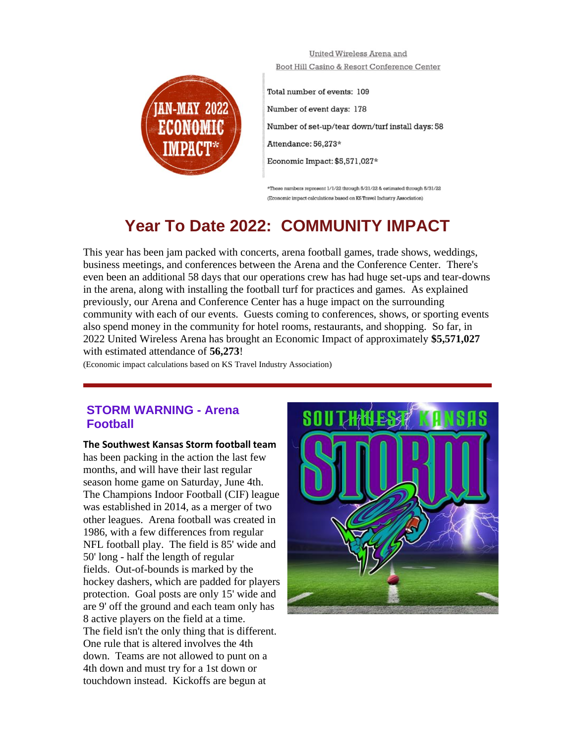JAN-MAY 2022 ECONOMIC IMPACT*

United Wireless Arena and
Boot Hill Casino & Resort Conference Center

Total number of events: 109

Number of event days: 178

Number of set-up/tear down/turf install days: 58

Attendance: 56,273*

Economic Impact: $5,571,027*

*These numbers represent 1/1/22 through 5/21/22 & estimated through 5/31/22
(Economic impact calculations based on KS Travel Industry Association)

# Year To Date 2022: COMMUNITY IMPACT

This year has been jam packed with concerts, arena football games, trade shows, weddings, business meetings, and conferences between the Arena and the Conference Center. There's even been an additional 58 days that our operations crew has had huge set-ups and tear-downs in the arena, along with installing the football turf for practices and games. As explained previously, our Arena and Conference Center has a huge impact on the surrounding community with each of our events. Guests coming to conferences, shows, or sporting events also spend money in the community for hotel rooms, restaurants, and shopping. So far, in 2022 United Wireless Arena has brought an Economic Impact of approximately **$5,571,027** with estimated attendance of **56,273**!

(Economic impact calculations based on KS Travel Industry Association)

---

## STORM WARNING - Arena Football

**The Southwest Kansas Storm football team** has been packing in the action the last few months, and will have their last regular season home game on Saturday, June 4th. The Champions Indoor Football (CIF) league was established in 2014, as a merger of two other leagues. Arena football was created in 1986, with a few differences from regular NFL football play. The field is 85' wide and 50' long - half the length of regular fields. Out-of-bounds is marked by the hockey dashers, which are padded for players protection. Goal posts are only 15' wide and are 9' off the ground and each team only has 8 active players on the field at a time.

The field isn't the only thing that is different. One rule that is altered involves the 4th down. Teams are not allowed to punt on a 4th down and must try for a 1st down or touchdown instead. Kickoffs are begun at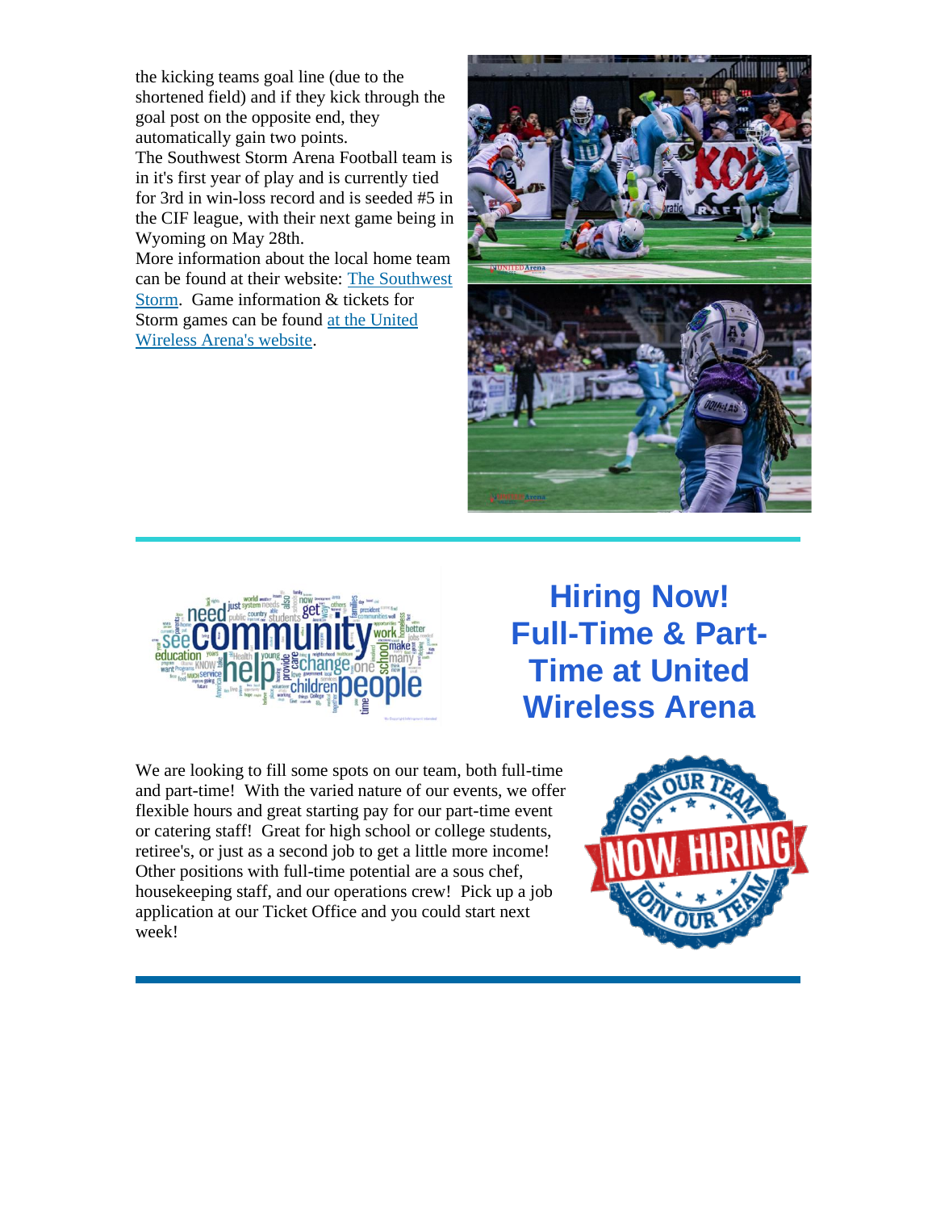the kicking teams goal line (due to the shortened field) and if they kick through the goal post on the opposite end, they automatically gain two points.

The Southwest Storm Arena Football team is in it's first year of play and is currently tied for 3rd in win-loss record and is seeded #5 in the CIF league, with their next game being in Wyoming on May 28th.

More information about the local home team can be found at their website: [The Southwest Storm](). Game information & tickets for Storm games can be found [at the United Wireless Arena's website]().

---

## Hiring Now! Full-Time & Part-Time at United Wireless Arena

We are looking to fill some spots on our team, both full-time and part-time! With the varied nature of our events, we offer flexible hours and great starting pay for our part-time event or catering staff! Great for high school or college students, retiree's, or just as a second job to get a little more income! Other positions with full-time potential are a sous chef, housekeeping staff, and our operations crew! Pick up a job application at our Ticket Office and you could start next week!

---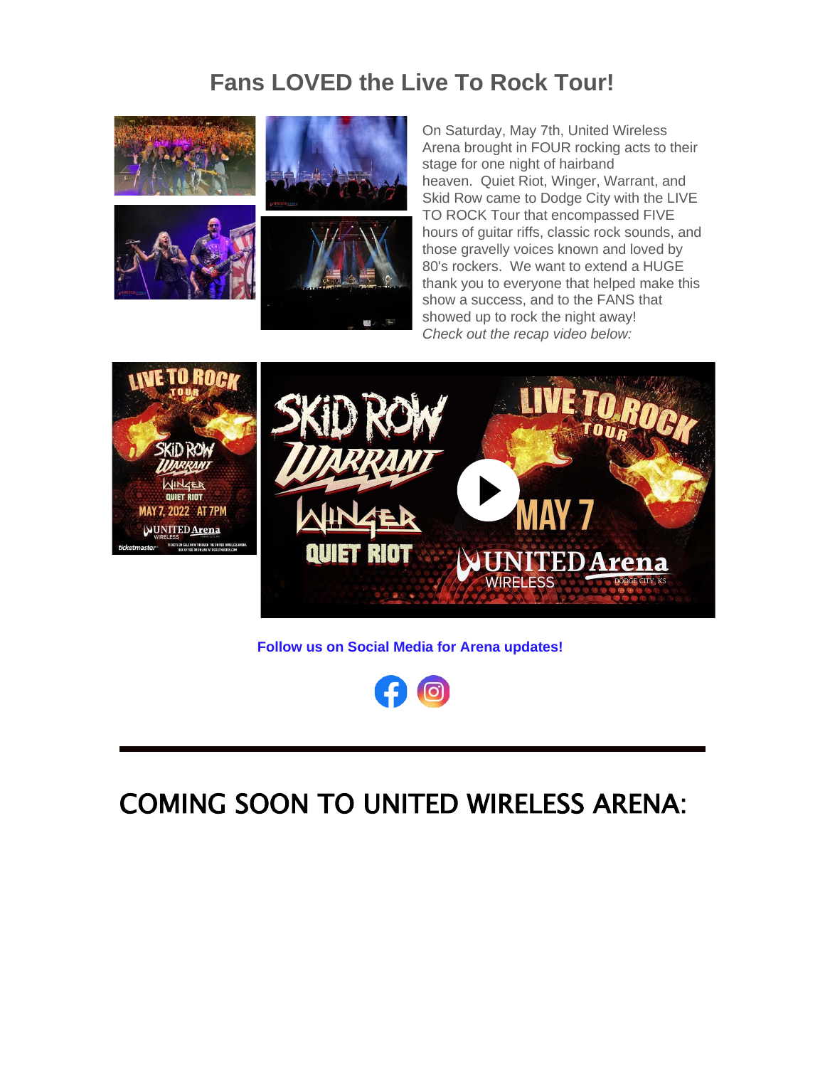## Fans LOVED the Live To Rock Tour!

On Saturday, May 7th, United Wireless Arena brought in FOUR rocking acts to their stage for one night of hairband heaven. Quiet Riot, Winger, Warrant, and Skid Row came to Dodge City with the LIVE TO ROCK Tour that encompassed FIVE hours of guitar riffs, classic rock sounds, and those gravelly voices known and loved by 80's rockers. We want to extend a HUGE thank you to everyone that helped make this show a success, and to the FANS that showed up to rock the night away!

*Check out the recap video below:*

**Follow us on Social Media for Arena updates!**

---

# COMING SOON TO UNITED WIRELESS ARENA: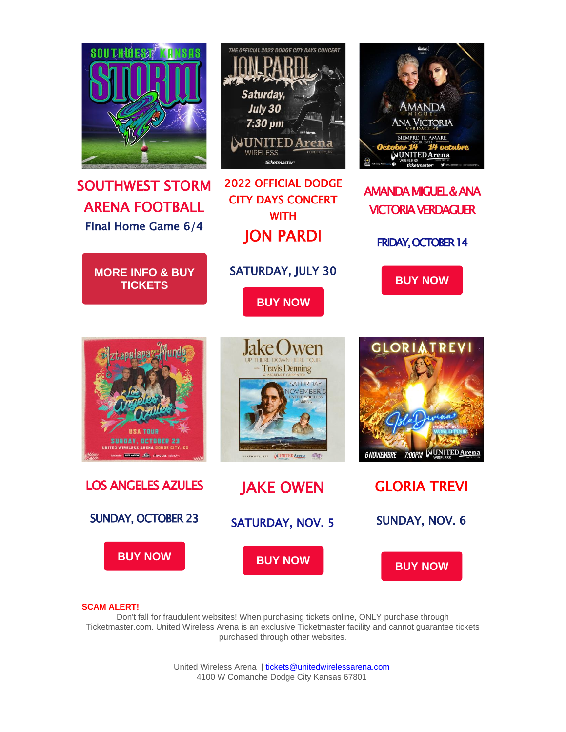## SOUTHWEST STORM ARENA FOOTBALL

Final Home Game 6/4

**MORE INFO & BUY TICKETS**

## 2022 OFFICIAL DODGE CITY DAYS CONCERT WITH JON PARDI

SATURDAY, JULY 30

**BUY NOW**

## AMANDA MIGUEL & ANA VICTORIA VERDAGUER

FRIDAY, OCTOBER 14

**BUY NOW**

## LOS ANGELES AZULES

SUNDAY, OCTOBER 23

**BUY NOW**

## JAKE OWEN

SATURDAY, NOV. 5

**BUY NOW**

## GLORIA TREVI

SUNDAY, NOV. 6

**BUY NOW**

**SCAM ALERT!**

Don't fall for fraudulent websites! When purchasing tickets online, ONLY purchase through Ticketmaster.com. United Wireless Arena is an exclusive Ticketmaster facility and cannot guarantee tickets purchased through other websites.

United Wireless Arena | tickets@unitedwirelessarena.com
4100 W Comanche Dodge City Kansas 67801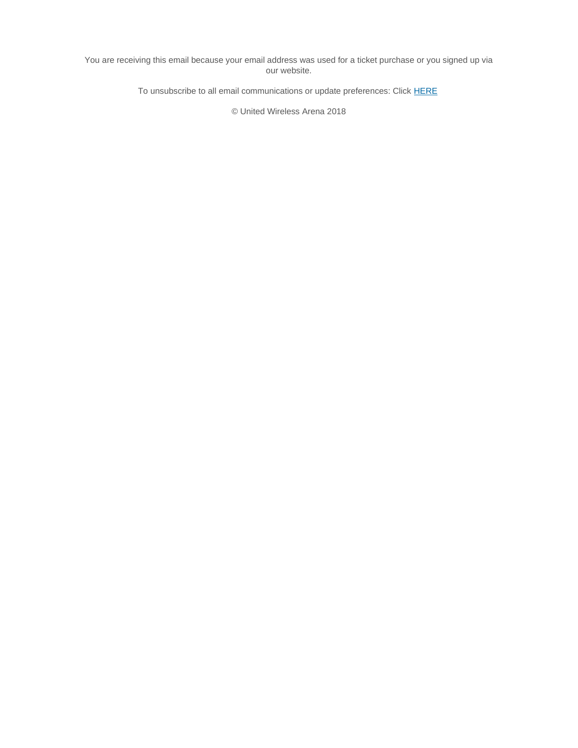You are receiving this email because your email address was used for a ticket purchase or you signed up via our website.

To unsubscribe to all email communications or update preferences: Click HERE

© United Wireless Arena 2018